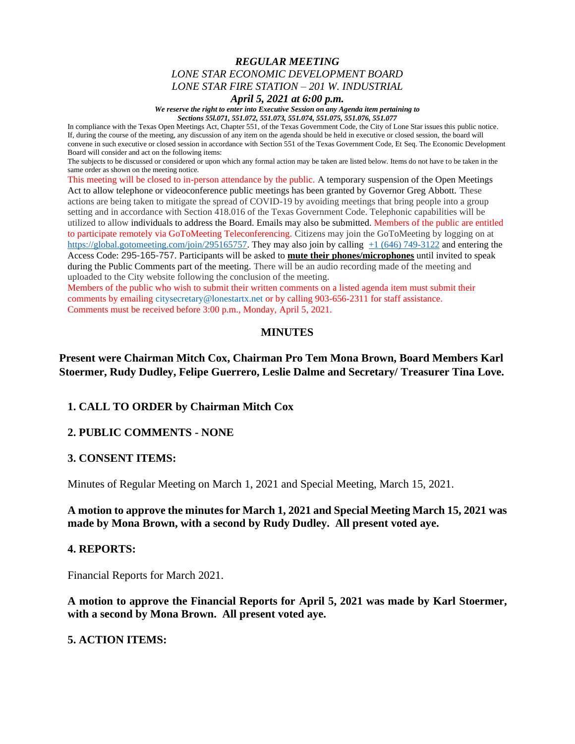***REGULAR MEETING***
*LONE STAR ECONOMIC DEVELOPMENT BOARD*
*LONE STAR FIRE STATION – 201 W. INDUSTRIAL*
***April 5, 2021 at 6:00 p.m.***

***We reserve the right to enter into Executive Session on any Agenda item pertaining to Sections 55l.071, 551.072, 551.073, 551.074, 551.075, 551.076, 551.077***

In compliance with the Texas Open Meetings Act, Chapter 551, of the Texas Government Code, the City of Lone Star issues this public notice. If, during the course of the meeting, any discussion of any item on the agenda should be held in executive or closed session, the board will convene in such executive or closed session in accordance with Section 551 of the Texas Government Code, Et Seq. The Economic Development Board will consider and act on the following items:

The subjects to be discussed or considered or upon which any formal action may be taken are listed below. Items do not have to be taken in the same order as shown on the meeting notice.

This meeting will be closed to in-person attendance by the public. A temporary suspension of the Open Meetings Act to allow telephone or videoconference public meetings has been granted by Governor Greg Abbott. These actions are being taken to mitigate the spread of COVID-19 by avoiding meetings that bring people into a group setting and in accordance with Section 418.016 of the Texas Government Code. Telephonic capabilities will be utilized to allow individuals to address the Board. Emails may also be submitted. Members of the public are entitled to participate remotely via GoToMeeting Teleconferencing. Citizens may join the GoToMeeting by logging on at https://global.gotomeeting.com/join/295165757. They may also join by calling +1 (646) 749-3122 and entering the Access Code: 295-165-757. Participants will be asked to **mute their phones/microphones** until invited to speak during the Public Comments part of the meeting. There will be an audio recording made of the meeting and uploaded to the City website following the conclusion of the meeting.

Members of the public who wish to submit their written comments on a listed agenda item must submit their comments by emailing citysecretary@lonestartx.net or by calling 903-656-2311 for staff assistance. Comments must be received before 3:00 p.m., Monday, April 5, 2021.

## MINUTES

**Present were Chairman Mitch Cox, Chairman Pro Tem Mona Brown, Board Members Karl Stoermer, Rudy Dudley, Felipe Guerrero, Leslie Dalme and Secretary/ Treasurer Tina Love.**

**1. CALL TO ORDER by Chairman Mitch Cox**

**2. PUBLIC COMMENTS - NONE**

**3. CONSENT ITEMS:**

Minutes of Regular Meeting on March 1, 2021 and Special Meeting, March 15, 2021.

**A motion to approve the minutes for March 1, 2021 and Special Meeting March 15, 2021 was made by Mona Brown, with a second by Rudy Dudley. All present voted aye.**

**4. REPORTS:**

Financial Reports for March 2021.

**A motion to approve the Financial Reports for April 5, 2021 was made by Karl Stoermer, with a second by Mona Brown. All present voted aye.**

**5. ACTION ITEMS:**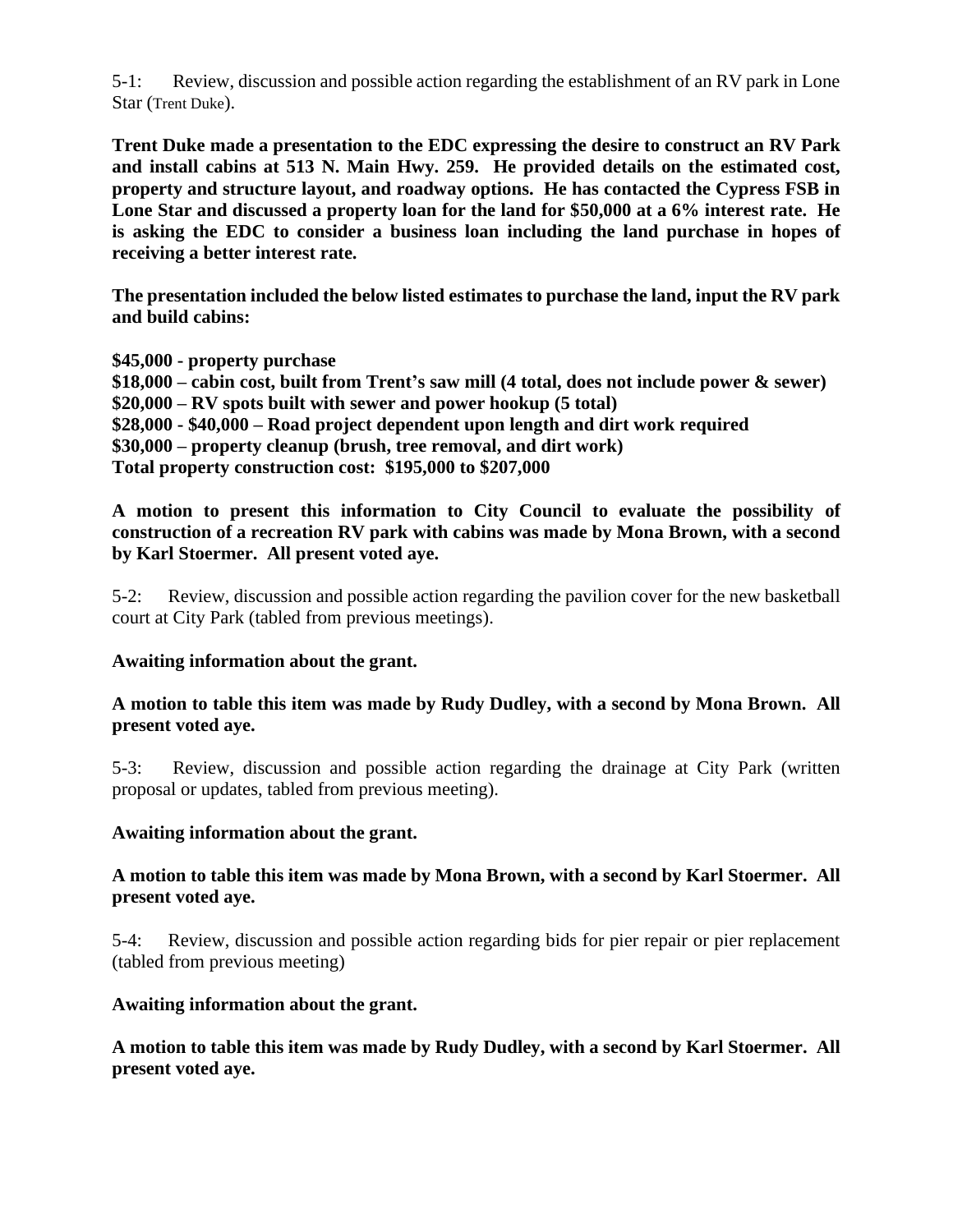5-1: Review, discussion and possible action regarding the establishment of an RV park in Lone Star (Trent Duke).

**Trent Duke made a presentation to the EDC expressing the desire to construct an RV Park and install cabins at 513 N. Main Hwy. 259. He provided details on the estimated cost, property and structure layout, and roadway options. He has contacted the Cypress FSB in Lone Star and discussed a property loan for the land for $50,000 at a 6% interest rate. He is asking the EDC to consider a business loan including the land purchase in hopes of receiving a better interest rate.**

**The presentation included the below listed estimates to purchase the land, input the RV park and build cabins:**

**$45,000 - property purchase**
**$18,000 – cabin cost, built from Trent's saw mill (4 total, does not include power & sewer)**
**$20,000 – RV spots built with sewer and power hookup (5 total)**
**$28,000 - $40,000 – Road project dependent upon length and dirt work required**
**$30,000 – property cleanup (brush, tree removal, and dirt work)**
**Total property construction cost: $195,000 to $207,000**

**A motion to present this information to City Council to evaluate the possibility of construction of a recreation RV park with cabins was made by Mona Brown, with a second by Karl Stoermer. All present voted aye.**

5-2: Review, discussion and possible action regarding the pavilion cover for the new basketball court at City Park (tabled from previous meetings).

**Awaiting information about the grant.**

**A motion to table this item was made by Rudy Dudley, with a second by Mona Brown. All present voted aye.**

5-3: Review, discussion and possible action regarding the drainage at City Park (written proposal or updates, tabled from previous meeting).

**Awaiting information about the grant.**

**A motion to table this item was made by Mona Brown, with a second by Karl Stoermer. All present voted aye.**

5-4: Review, discussion and possible action regarding bids for pier repair or pier replacement (tabled from previous meeting)

**Awaiting information about the grant.**

**A motion to table this item was made by Rudy Dudley, with a second by Karl Stoermer. All present voted aye.**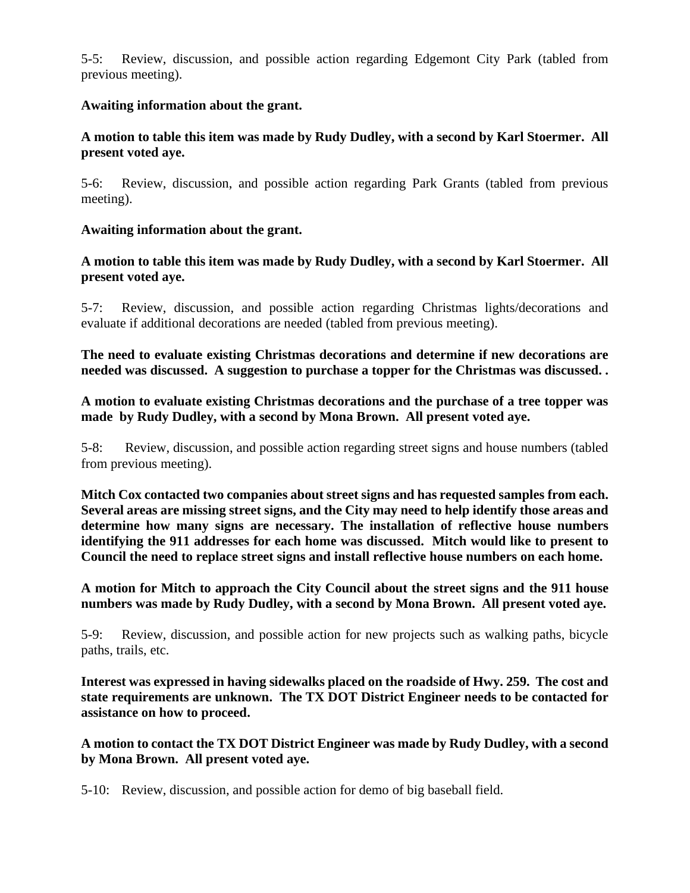5-5: Review, discussion, and possible action regarding Edgemont City Park (tabled from previous meeting).

**Awaiting information about the grant.**

**A motion to table this item was made by Rudy Dudley, with a second by Karl Stoermer. All present voted aye.**

5-6: Review, discussion, and possible action regarding Park Grants (tabled from previous meeting).

**Awaiting information about the grant.**

**A motion to table this item was made by Rudy Dudley, with a second by Karl Stoermer. All present voted aye.**

5-7: Review, discussion, and possible action regarding Christmas lights/decorations and evaluate if additional decorations are needed (tabled from previous meeting).

**The need to evaluate existing Christmas decorations and determine if new decorations are needed was discussed. A suggestion to purchase a topper for the Christmas was discussed. .**

**A motion to evaluate existing Christmas decorations and the purchase of a tree topper was made by Rudy Dudley, with a second by Mona Brown. All present voted aye.**

5-8: Review, discussion, and possible action regarding street signs and house numbers (tabled from previous meeting).

**Mitch Cox contacted two companies about street signs and has requested samples from each. Several areas are missing street signs, and the City may need to help identify those areas and determine how many signs are necessary. The installation of reflective house numbers identifying the 911 addresses for each home was discussed. Mitch would like to present to Council the need to replace street signs and install reflective house numbers on each home.**

**A motion for Mitch to approach the City Council about the street signs and the 911 house numbers was made by Rudy Dudley, with a second by Mona Brown. All present voted aye.**

5-9: Review, discussion, and possible action for new projects such as walking paths, bicycle paths, trails, etc.

**Interest was expressed in having sidewalks placed on the roadside of Hwy. 259. The cost and state requirements are unknown. The TX DOT District Engineer needs to be contacted for assistance on how to proceed.**

**A motion to contact the TX DOT District Engineer was made by Rudy Dudley, with a second by Mona Brown. All present voted aye.**

5-10: Review, discussion, and possible action for demo of big baseball field.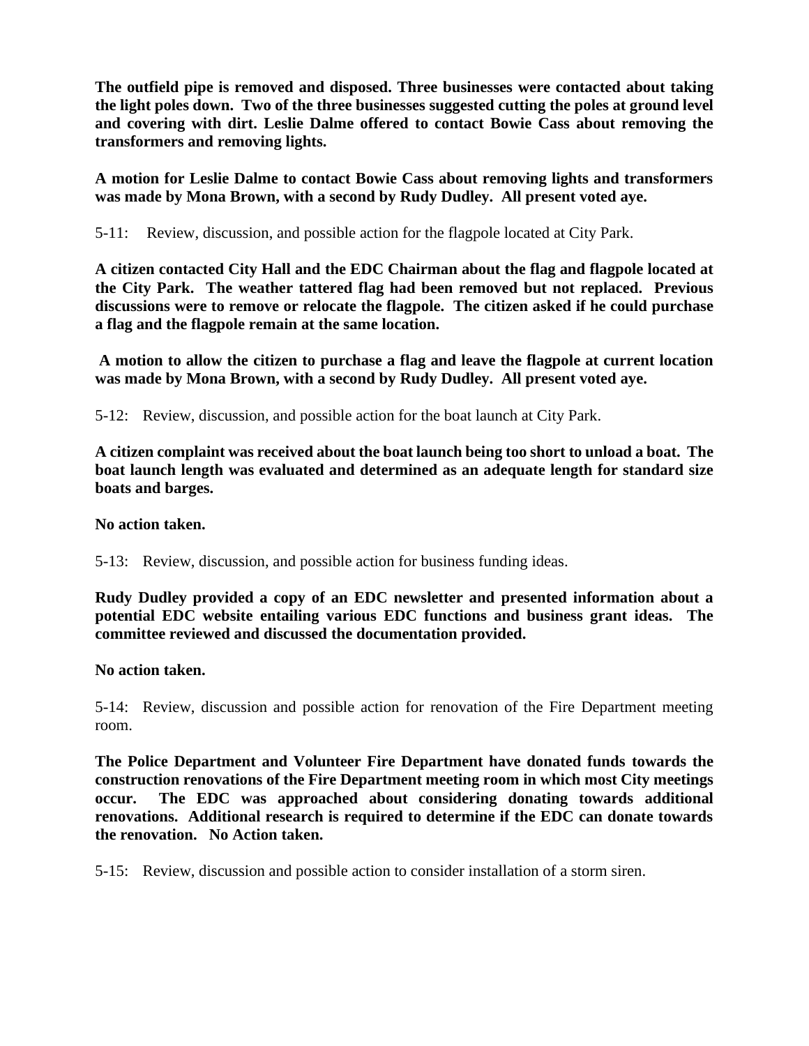**The outfield pipe is removed and disposed. Three businesses were contacted about taking the light poles down. Two of the three businesses suggested cutting the poles at ground level and covering with dirt. Leslie Dalme offered to contact Bowie Cass about removing the transformers and removing lights.**

**A motion for Leslie Dalme to contact Bowie Cass about removing lights and transformers was made by Mona Brown, with a second by Rudy Dudley. All present voted aye.**

5-11: Review, discussion, and possible action for the flagpole located at City Park.

**A citizen contacted City Hall and the EDC Chairman about the flag and flagpole located at the City Park. The weather tattered flag had been removed but not replaced. Previous discussions were to remove or relocate the flagpole. The citizen asked if he could purchase a flag and the flagpole remain at the same location.**

**A motion to allow the citizen to purchase a flag and leave the flagpole at current location was made by Mona Brown, with a second by Rudy Dudley. All present voted aye.**

5-12: Review, discussion, and possible action for the boat launch at City Park.

**A citizen complaint was received about the boat launch being too short to unload a boat. The boat launch length was evaluated and determined as an adequate length for standard size boats and barges.**

**No action taken.**

5-13: Review, discussion, and possible action for business funding ideas.

**Rudy Dudley provided a copy of an EDC newsletter and presented information about a potential EDC website entailing various EDC functions and business grant ideas. The committee reviewed and discussed the documentation provided.**

**No action taken.**

5-14: Review, discussion and possible action for renovation of the Fire Department meeting room.

**The Police Department and Volunteer Fire Department have donated funds towards the construction renovations of the Fire Department meeting room in which most City meetings occur. The EDC was approached about considering donating towards additional renovations. Additional research is required to determine if the EDC can donate towards the renovation. No Action taken.**

5-15: Review, discussion and possible action to consider installation of a storm siren.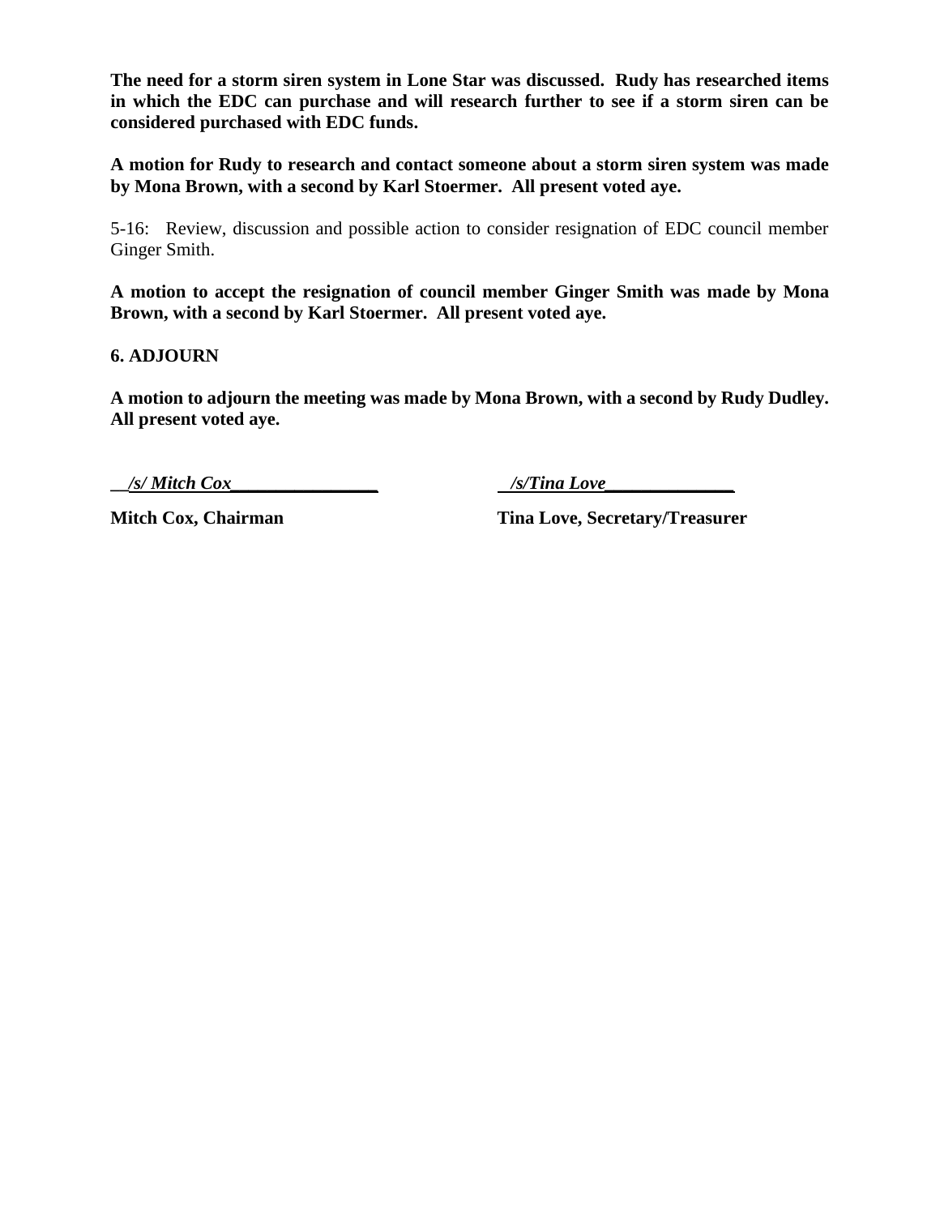**The need for a storm siren system in Lone Star was discussed. Rudy has researched items in which the EDC can purchase and will research further to see if a storm siren can be considered purchased with EDC funds.**

**A motion for Rudy to research and contact someone about a storm siren system was made by Mona Brown, with a second by Karl Stoermer. All present voted aye.**

5-16: Review, discussion and possible action to consider resignation of EDC council member Ginger Smith.

**A motion to accept the resignation of council member Ginger Smith was made by Mona Brown, with a second by Karl Stoermer. All present voted aye.**

**6. ADJOURN**

**A motion to adjourn the meeting was made by Mona Brown, with a second by Rudy Dudley. All present voted aye.**

***/s/ Mitch Cox*** ***/s/Tina Love***

**Mitch Cox, Chairman** **Tina Love, Secretary/Treasurer**